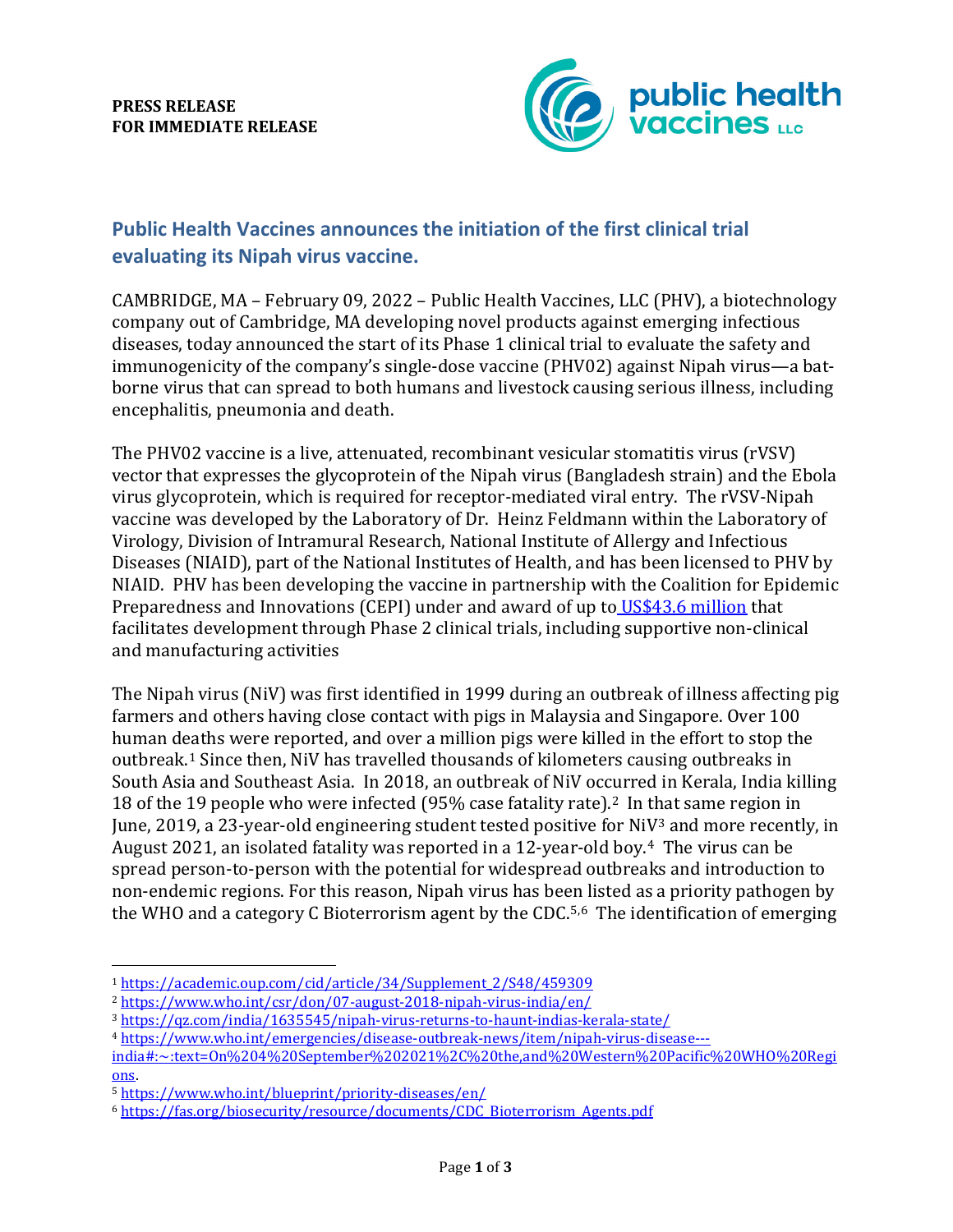**PRESS RELEASE**
**FOR IMMEDIATE RELEASE**

## Public Health Vaccines announces the initiation of the first clinical trial evaluating its Nipah virus vaccine.

CAMBRIDGE, MA – February 09, 2022 – Public Health Vaccines, LLC (PHV), a biotechnology company out of Cambridge, MA developing novel products against emerging infectious diseases, today announced the start of its Phase 1 clinical trial to evaluate the safety and immunogenicity of the company's single-dose vaccine (PHV02) against Nipah virus—a bat-borne virus that can spread to both humans and livestock causing serious illness, including encephalitis, pneumonia and death.

The PHV02 vaccine is a live, attenuated, recombinant vesicular stomatitis virus (rVSV) vector that expresses the glycoprotein of the Nipah virus (Bangladesh strain) and the Ebola virus glycoprotein, which is required for receptor-mediated viral entry. The rVSV-Nipah vaccine was developed by the Laboratory of Dr. Heinz Feldmann within the Laboratory of Virology, Division of Intramural Research, National Institute of Allergy and Infectious Diseases (NIAID), part of the National Institutes of Health, and has been licensed to PHV by NIAID. PHV has been developing the vaccine in partnership with the Coalition for Epidemic Preparedness and Innovations (CEPI) under and award of up to US$43.6 million that facilitates development through Phase 2 clinical trials, including supportive non-clinical and manufacturing activities

The Nipah virus (NiV) was first identified in 1999 during an outbreak of illness affecting pig farmers and others having close contact with pigs in Malaysia and Singapore. Over 100 human deaths were reported, and over a million pigs were killed in the effort to stop the outbreak.[1] Since then, NiV has travelled thousands of kilometers causing outbreaks in South Asia and Southeast Asia. In 2018, an outbreak of NiV occurred in Kerala, India killing 18 of the 19 people who were infected (95% case fatality rate).[2] In that same region in June, 2019, a 23-year-old engineering student tested positive for NiV[3] and more recently, in August 2021, an isolated fatality was reported in a 12-year-old boy.[4] The virus can be spread person-to-person with the potential for widespread outbreaks and introduction to non-endemic regions. For this reason, Nipah virus has been listed as a priority pathogen by the WHO and a category C Bioterrorism agent by the CDC.[5,6] The identification of emerging

---

[1] https://academic.oup.com/cid/article/34/Supplement_2/S48/459309

[2] https://www.who.int/csr/don/07-august-2018-nipah-virus-india/en/

[3] https://qz.com/india/1635545/nipah-virus-returns-to-haunt-indias-kerala-state/

[4] https://www.who.int/emergencies/disease-outbreak-news/item/nipah-virus-disease---india#:~:text=On%204%20September%202021%2C%20the,and%20Western%20Pacific%20WHO%20Regions.

[5] https://www.who.int/blueprint/priority-diseases/en/

[6] https://fas.org/biosecurity/resource/documents/CDC_Bioterrorism_Agents.pdf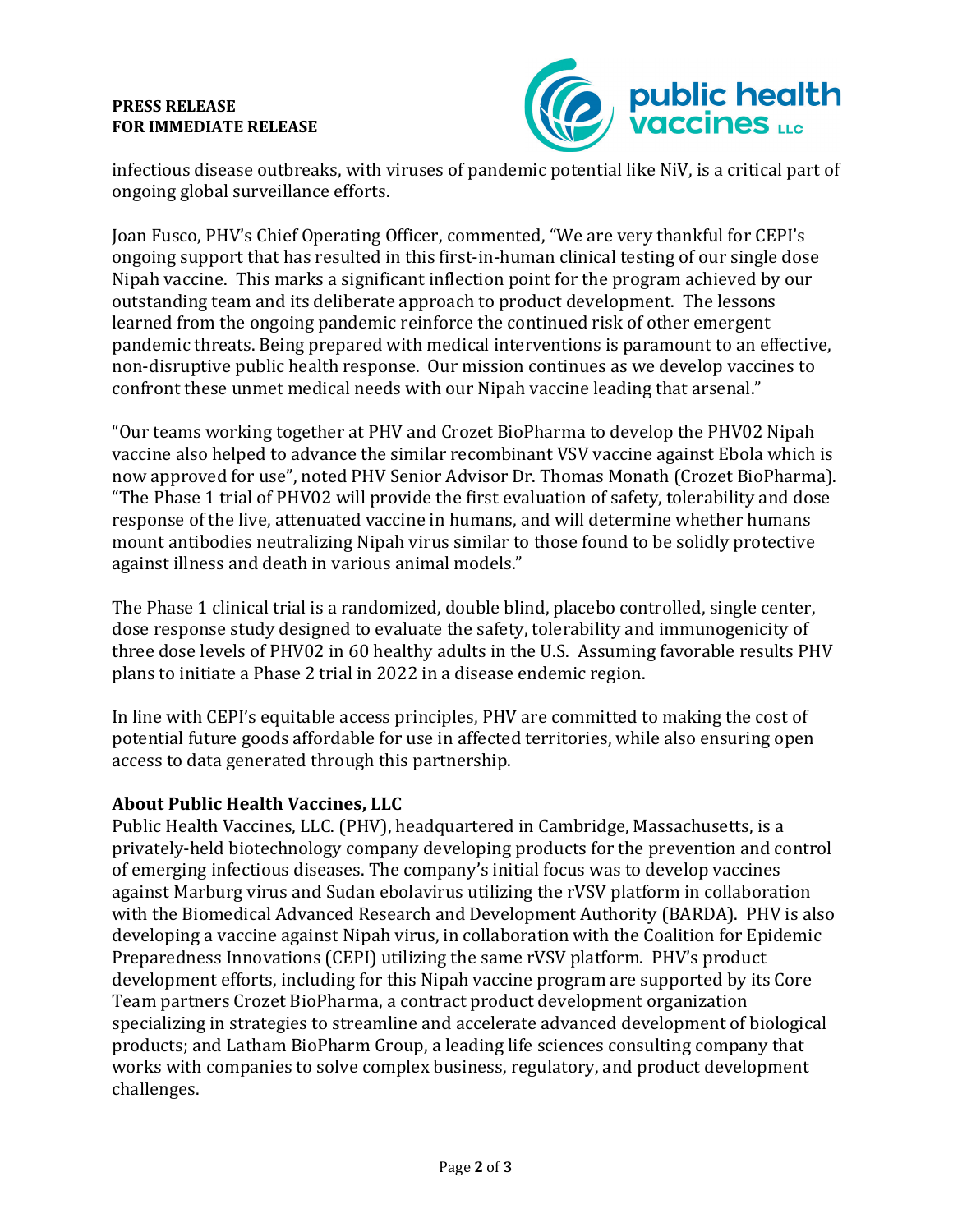infectious disease outbreaks, with viruses of pandemic potential like NiV, is a critical part of ongoing global surveillance efforts.

Joan Fusco, PHV's Chief Operating Officer, commented, "We are very thankful for CEPI's ongoing support that has resulted in this first-in-human clinical testing of our single dose Nipah vaccine. This marks a significant inflection point for the program achieved by our outstanding team and its deliberate approach to product development. The lessons learned from the ongoing pandemic reinforce the continued risk of other emergent pandemic threats. Being prepared with medical interventions is paramount to an effective, non-disruptive public health response. Our mission continues as we develop vaccines to confront these unmet medical needs with our Nipah vaccine leading that arsenal."

"Our teams working together at PHV and Crozet BioPharma to develop the PHV02 Nipah vaccine also helped to advance the similar recombinant VSV vaccine against Ebola which is now approved for use", noted PHV Senior Advisor Dr. Thomas Monath (Crozet BioPharma). "The Phase 1 trial of PHV02 will provide the first evaluation of safety, tolerability and dose response of the live, attenuated vaccine in humans, and will determine whether humans mount antibodies neutralizing Nipah virus similar to those found to be solidly protective against illness and death in various animal models."

The Phase 1 clinical trial is a randomized, double blind, placebo controlled, single center, dose response study designed to evaluate the safety, tolerability and immunogenicity of three dose levels of PHV02 in 60 healthy adults in the U.S. Assuming favorable results PHV plans to initiate a Phase 2 trial in 2022 in a disease endemic region.

In line with CEPI's equitable access principles, PHV are committed to making the cost of potential future goods affordable for use in affected territories, while also ensuring open access to data generated through this partnership.

### About Public Health Vaccines, LLC

Public Health Vaccines, LLC. (PHV), headquartered in Cambridge, Massachusetts, is a privately-held biotechnology company developing products for the prevention and control of emerging infectious diseases. The company's initial focus was to develop vaccines against Marburg virus and Sudan ebolavirus utilizing the rVSV platform in collaboration with the Biomedical Advanced Research and Development Authority (BARDA). PHV is also developing a vaccine against Nipah virus, in collaboration with the Coalition for Epidemic Preparedness Innovations (CEPI) utilizing the same rVSV platform. PHV's product development efforts, including for this Nipah vaccine program are supported by its Core Team partners Crozet BioPharma, a contract product development organization specializing in strategies to streamline and accelerate advanced development of biological products; and Latham BioPharm Group, a leading life sciences consulting company that works with companies to solve complex business, regulatory, and product development challenges.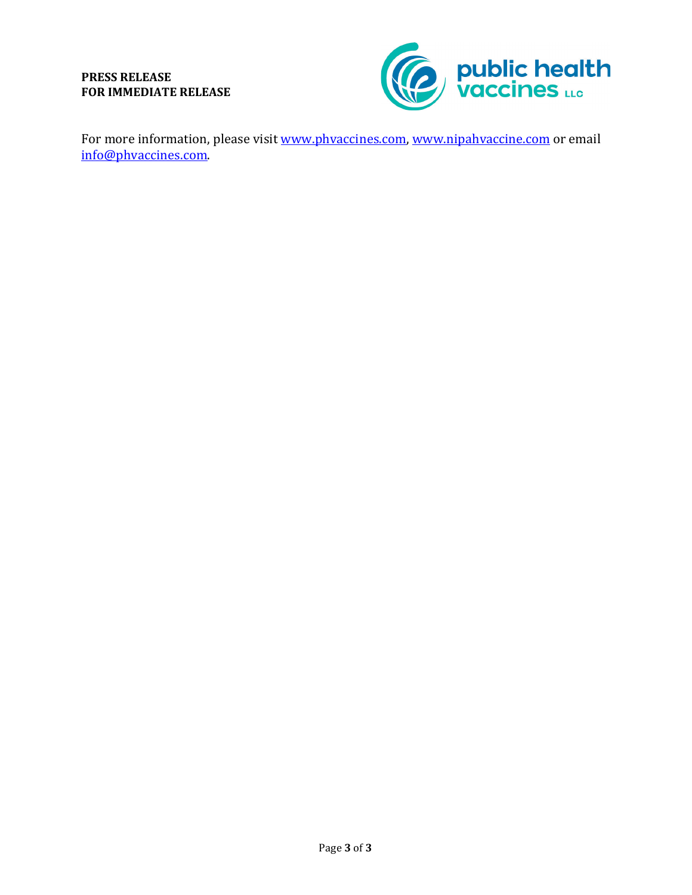**PRESS RELEASE**
**FOR IMMEDIATE RELEASE**

For more information, please visit [www.phvaccines.com](http://www.phvaccines.com), [www.nipahvaccine.com](http://www.nipahvaccine.com) or email [info@phvaccines.com](mailto:info@phvaccines.com).